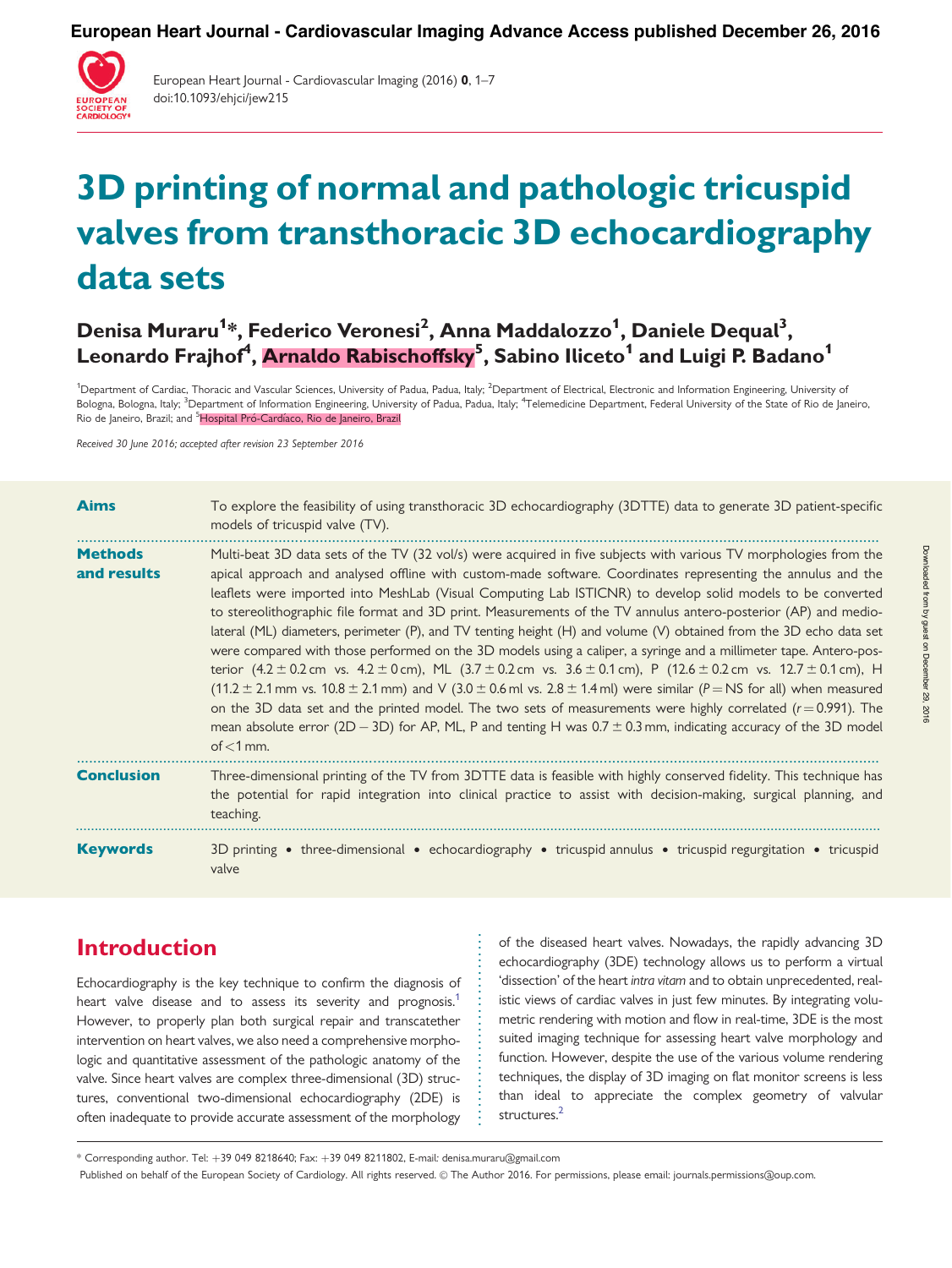# 3D printing of normal and pathologic tricuspid valves from transthoracic 3D echocardiography data sets

**Denisa Muraru[1]*, Federico Veronesi[2], Anna Maddalozzo[1], Daniele Dequal[3], Leonardo Frajhof[4], Arnaldo Rabischoffsky[5], Sabino Iliceto[1] and Luigi P. Badano[1]**

[1]Department of Cardiac, Thoracic and Vascular Sciences, University of Padua, Padua, Italy; [2]Department of Electrical, Electronic and Information Engineering, University of Bologna, Bologna, Italy; [3]Department of Information Engineering, University of Padua, Padua, Italy; [4]Telemedicine Department, Federal University of the State of Rio de Janeiro, Rio de Janeiro, Brazil; and [5]Hospital Pró-Cardíaco, Rio de Janeiro, Brazil

*Received 30 June 2016; accepted after revision 23 September 2016*

**Aims**

To explore the feasibility of using transthoracic 3D echocardiography (3DTTE) data to generate 3D patient-specific models of tricuspid valve (TV).

**Methods and results**

Multi-beat 3D data sets of the TV (32 vol/s) were acquired in five subjects with various TV morphologies from the apical approach and analysed offline with custom-made software. Coordinates representing the annulus and the leaflets were imported into MeshLab (Visual Computing Lab ISTICNR) to develop solid models to be converted to stereolithographic file format and 3D print. Measurements of the TV annulus antero-posterior (AP) and medio-lateral (ML) diameters, perimeter (P), and TV tenting height (H) and volume (V) obtained from the 3D echo data set were compared with those performed on the 3D models using a caliper, a syringe and a millimeter tape. Antero-posterior (4.2 ± 0.2 cm vs. 4.2 ± 0 cm), ML (3.7 ± 0.2 cm vs. 3.6 ± 0.1 cm), P (12.6 ± 0.2 cm vs. 12.7 ± 0.1 cm), H (11.2 ± 2.1 mm vs. 10.8 ± 2.1 mm) and V (3.0 ± 0.6 ml vs. 2.8 ± 1.4 ml) were similar ($P$ = NS for all) when measured on the 3D data set and the printed model. The two sets of measurements were highly correlated ($r$ = 0.991). The mean absolute error (2D − 3D) for AP, ML, P and tenting H was 0.7 ± 0.3 mm, indicating accuracy of the 3D model of <1 mm.

**Conclusion**

Three-dimensional printing of the TV from 3DTTE data is feasible with highly conserved fidelity. This technique has the potential for rapid integration into clinical practice to assist with decision-making, surgical planning, and teaching.

**Keywords**

3D printing • three-dimensional • echocardiography • tricuspid annulus • tricuspid regurgitation • tricuspid valve

## Introduction

Echocardiography is the key technique to confirm the diagnosis of heart valve disease and to assess its severity and prognosis.[1] However, to properly plan both surgical repair and transcatheter intervention on heart valves, we also need a comprehensive morphologic and quantitative assessment of the pathologic anatomy of the valve. Since heart valves are complex three-dimensional (3D) structures, conventional two-dimensional echocardiography (2DE) is often inadequate to provide accurate assessment of the morphology of the diseased heart valves. Nowadays, the rapidly advancing 3D echocardiography (3DE) technology allows us to perform a virtual 'dissection' of the heart *intra vitam* and to obtain unprecedented, realistic views of cardiac valves in just few minutes. By integrating volumetric rendering with motion and flow in real-time, 3DE is the most suited imaging technique for assessing heart valve morphology and function. However, despite the use of the various volume rendering techniques, the display of 3D imaging on flat monitor screens is less than ideal to appreciate the complex geometry of valvular structures.[2]

* Corresponding author. Tel: +39 049 8218640; Fax: +39 049 8211802, E-mail: denisa.muraru@gmail.com

Published on behalf of the European Society of Cardiology. All rights reserved. © The Author 2016. For permissions, please email: journals.permissions@oup.com.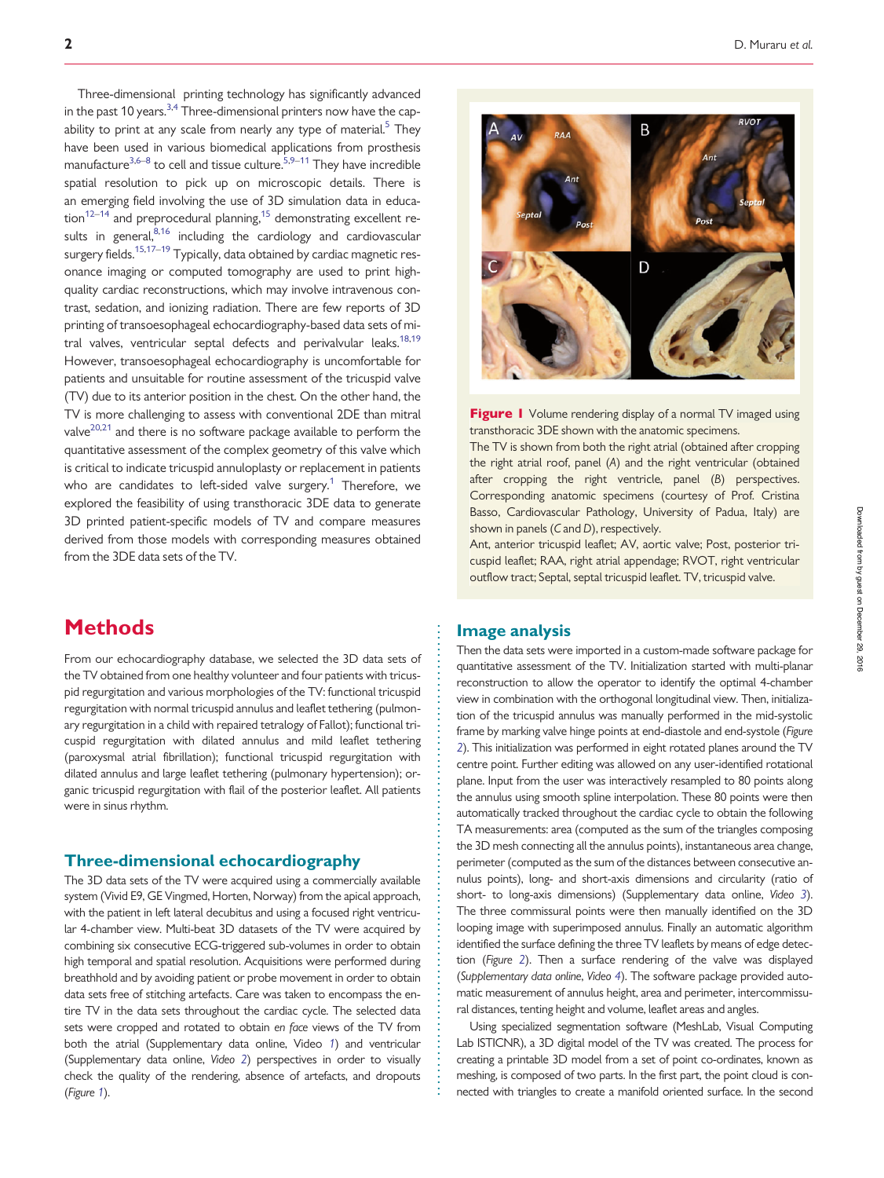Three-dimensional printing technology has significantly advanced in the past 10 years.[3,4] Three-dimensional printers now have the capability to print at any scale from nearly any type of material.[5] They have been used in various biomedical applications from prosthesis manufacture[3,6–8] to cell and tissue culture.[5,9–11] They have incredible spatial resolution to pick up on microscopic details. There is an emerging field involving the use of 3D simulation data in education[12–14] and preprocedural planning,[15] demonstrating excellent results in general,[8,16] including the cardiology and cardiovascular surgery fields.[15,17–19] Typically, data obtained by cardiac magnetic resonance imaging or computed tomography are used to print high-quality cardiac reconstructions, which may involve intravenous contrast, sedation, and ionizing radiation. There are few reports of 3D printing of transoesophageal echocardiography-based data sets of mitral valves, ventricular septal defects and perivalvular leaks.[18,19] However, transoesophageal echocardiography is uncomfortable for patients and unsuitable for routine assessment of the tricuspid valve (TV) due to its anterior position in the chest. On the other hand, the TV is more challenging to assess with conventional 2DE than mitral valve[20,21] and there is no software package available to perform the quantitative assessment of the complex geometry of this valve which is critical to indicate tricuspid annuloplasty or replacement in patients who are candidates to left-sided valve surgery.[1] Therefore, we explored the feasibility of using transthoracic 3DE data to generate 3D printed patient-specific models of TV and compare measures derived from those models with corresponding measures obtained from the 3DE data sets of the TV.

# Methods

From our echocardiography database, we selected the 3D data sets of the TV obtained from one healthy volunteer and four patients with tricuspid regurgitation and various morphologies of the TV: functional tricuspid regurgitation with normal tricuspid annulus and leaflet tethering (pulmonary regurgitation in a child with repaired tetralogy of Fallot); functional tricuspid regurgitation with dilated annulus and mild leaflet tethering (paroxysmal atrial fibrillation); functional tricuspid regurgitation with dilated annulus and large leaflet tethering (pulmonary hypertension); organic tricuspid regurgitation with flail of the posterior leaflet. All patients were in sinus rhythm.

## Three-dimensional echocardiography

The 3D data sets of the TV were acquired using a commercially available system (Vivid E9, GE Vingmed, Horten, Norway) from the apical approach, with the patient in left lateral decubitus and using a focused right ventricular 4-chamber view. Multi-beat 3D datasets of the TV were acquired by combining six consecutive ECG-triggered sub-volumes in order to obtain high temporal and spatial resolution. Acquisitions were performed during breathhold and by avoiding patient or probe movement in order to obtain data sets free of stitching artefacts. Care was taken to encompass the entire TV in the data sets throughout the cardiac cycle. The selected data sets were cropped and rotated to obtain *en face* views of the TV from both the atrial (Supplementary data online, Video *1*) and ventricular (Supplementary data online, *Video 2*) perspectives in order to visually check the quality of the rendering, absence of artefacts, and dropouts (*Figure 1*).

**Figure 1** Volume rendering display of a normal TV imaged using transthoracic 3DE shown with the anatomic specimens.
The TV is shown from both the right atrial (obtained after cropping the right atrial roof, panel (*A*) and the right ventricular (obtained after cropping the right ventricle, panel (*B*) perspectives. Corresponding anatomic specimens (courtesy of Prof. Cristina Basso, Cardiovascular Pathology, University of Padua, Italy) are shown in panels (*C* and *D*), respectively.
Ant, anterior tricuspid leaflet; AV, aortic valve; Post, posterior tricuspid leaflet; RAA, right atrial appendage; RVOT, right ventricular outflow tract; Septal, septal tricuspid leaflet. TV, tricuspid valve.

## Image analysis

Then the data sets were imported in a custom-made software package for quantitative assessment of the TV. Initialization started with multi-planar reconstruction to allow the operator to identify the optimal 4-chamber view in combination with the orthogonal longitudinal view. Then, initialization of the tricuspid annulus was manually performed in the mid-systolic frame by marking valve hinge points at end-diastole and end-systole (*Figure 2*). This initialization was performed in eight rotated planes around the TV centre point. Further editing was allowed on any user-identified rotational plane. Input from the user was interactively resampled to 80 points along the annulus using smooth spline interpolation. These 80 points were then automatically tracked throughout the cardiac cycle to obtain the following TA measurements: area (computed as the sum of the triangles composing the 3D mesh connecting all the annulus points), instantaneous area change, perimeter (computed as the sum of the distances between consecutive annulus points), long- and short-axis dimensions and circularity (ratio of short- to long-axis dimensions) (Supplementary data online, *Video 3*). The three commissural points were then manually identified on the 3D looping image with superimposed annulus. Finally an automatic algorithm identified the surface defining the three TV leaflets by means of edge detection (*Figure 2*). Then a surface rendering of the valve was displayed (*Supplementary data online, Video 4*). The software package provided automatic measurement of annulus height, area and perimeter, intercommissural distances, tenting height and volume, leaflet areas and angles.

Using specialized segmentation software (MeshLab, Visual Computing Lab ISTICNR), a 3D digital model of the TV was created. The process for creating a printable 3D model from a set of point co-ordinates, known as meshing, is composed of two parts. In the first part, the point cloud is connected with triangles to create a manifold oriented surface. In the second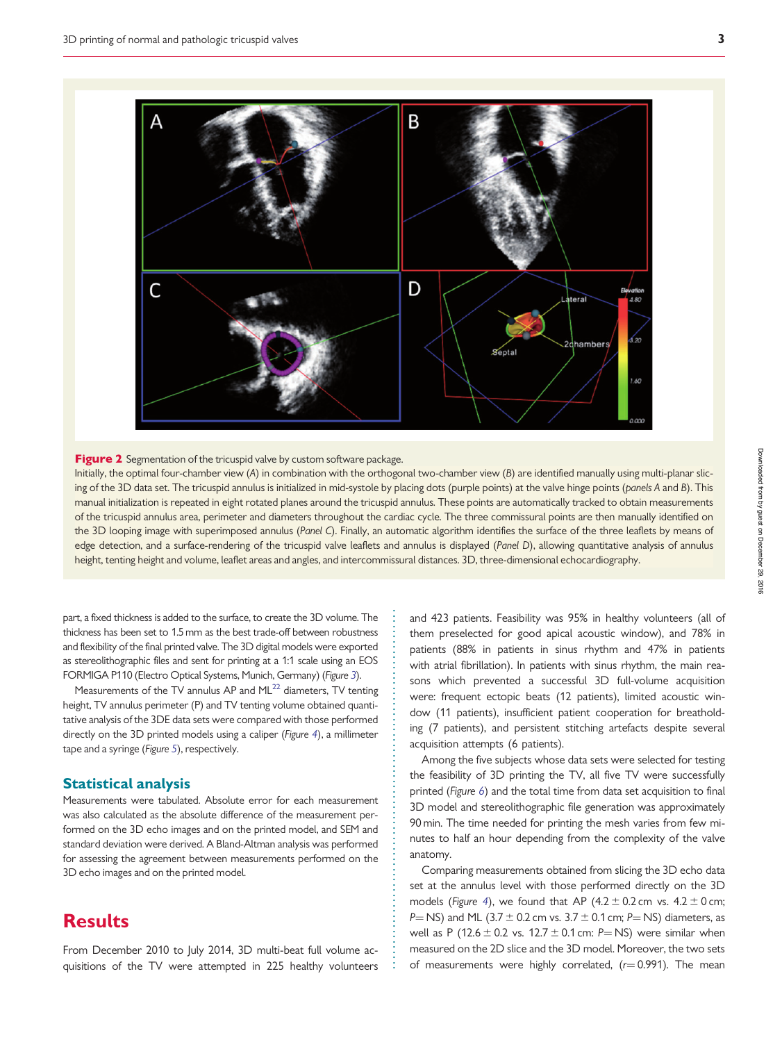**Figure 2** Segmentation of the tricuspid valve by custom software package.

Initially, the optimal four-chamber view (*A*) in combination with the orthogonal two-chamber view (*B*) are identified manually using multi-planar slicing of the 3D data set. The tricuspid annulus is initialized in mid-systole by placing dots (purple points) at the valve hinge points (*panels A* and *B*). This manual initialization is repeated in eight rotated planes around the tricuspid annulus. These points are automatically tracked to obtain measurements of the tricuspid annulus area, perimeter and diameters throughout the cardiac cycle. The three commissural points are then manually identified on the 3D looping image with superimposed annulus (*Panel C*). Finally, an automatic algorithm identifies the surface of the three leaflets by means of edge detection, and a surface-rendering of the tricuspid valve leaflets and annulus is displayed (*Panel D*), allowing quantitative analysis of annulus height, tenting height and volume, leaflet areas and angles, and intercommissural distances. 3D, three-dimensional echocardiography.

part, a fixed thickness is added to the surface, to create the 3D volume. The thickness has been set to 1.5 mm as the best trade-off between robustness and flexibility of the final printed valve. The 3D digital models were exported as stereolithographic files and sent for printing at a 1:1 scale using an EOS FORMIGA P110 (Electro Optical Systems, Munich, Germany) (*Figure 3*).

Measurements of the TV annulus AP and ML[22] diameters, TV tenting height, TV annulus perimeter (P) and TV tenting volume obtained quantitative analysis of the 3DE data sets were compared with those performed directly on the 3D printed models using a caliper (*Figure 4*), a millimeter tape and a syringe (*Figure 5*), respectively.

## Statistical analysis

Measurements were tabulated. Absolute error for each measurement was also calculated as the absolute difference of the measurement performed on the 3D echo images and on the printed model, and SEM and standard deviation were derived. A Bland-Altman analysis was performed for assessing the agreement between measurements performed on the 3D echo images and on the printed model.

# Results

From December 2010 to July 2014, 3D multi-beat full volume acquisitions of the TV were attempted in 225 healthy volunteers and 423 patients. Feasibility was 95% in healthy volunteers (all of them preselected for good apical acoustic window), and 78% in patients (88% in patients in sinus rhythm and 47% in patients with atrial fibrillation). In patients with sinus rhythm, the main reasons which prevented a successful 3D full-volume acquisition were: frequent ectopic beats (12 patients), limited acoustic window (11 patients), insufficient patient cooperation for breathholding (7 patients), and persistent stitching artefacts despite several acquisition attempts (6 patients).

Among the five subjects whose data sets were selected for testing the feasibility of 3D printing the TV, all five TV were successfully printed (*Figure 6*) and the total time from data set acquisition to final 3D model and stereolithographic file generation was approximately 90 min. The time needed for printing the mesh varies from few minutes to half an hour depending from the complexity of the valve anatomy.

Comparing measurements obtained from slicing the 3D echo data set at the annulus level with those performed directly on the 3D models (*Figure 4*), we found that AP ($4.2 \pm 0.2$ cm vs. $4.2 \pm 0$ cm; $P =$ NS) and ML ($3.7 \pm 0.2$ cm vs. $3.7 \pm 0.1$ cm; $P =$ NS) diameters, as well as P ($12.6 \pm 0.2$ vs. $12.7 \pm 0.1$ cm: $P =$ NS) were similar when measured on the 2D slice and the 3D model. Moreover, the two sets of measurements were highly correlated, ($r = 0.991$). The mean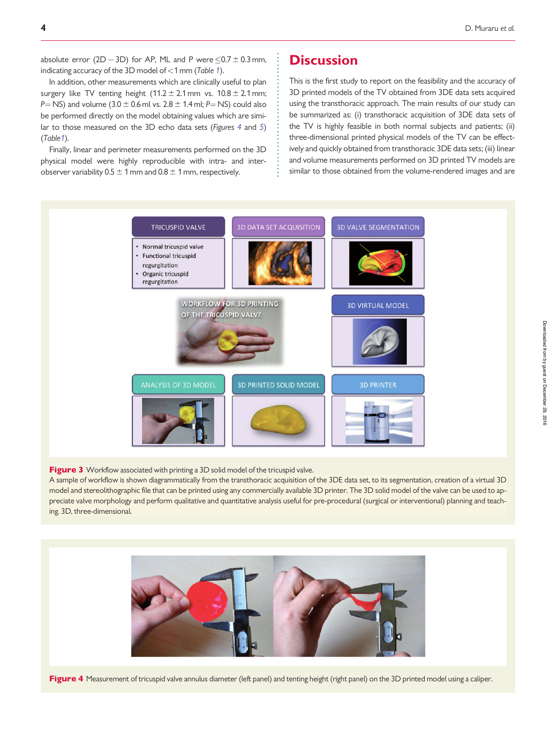absolute error (2D − 3D) for AP, ML and P were ≤0.7 ± 0.3 mm, indicating accuracy of the 3D model of <1 mm (*Table 1*).

In addition, other measurements which are clinically useful to plan surgery like TV tenting height (11.2 ± 2.1 mm vs. 10.8 ± 2.1 mm; $P$= NS) and volume (3.0 ± 0.6 ml vs. 2.8 ± 1.4 ml; $P$= NS) could also be performed directly on the model obtaining values which are similar to those measured on the 3D echo data sets (*Figures 4* and *5*) (*Table 1*).

Finally, linear and perimeter measurements performed on the 3D physical model were highly reproducible with intra- and inter-observer variability 0.5 ± 1 mm and 0.8 ± 1 mm, respectively.

# Discussion

This is the first study to report on the feasibility and the accuracy of 3D printed models of the TV obtained from 3DE data sets acquired using the transthoracic approach. The main results of our study can be summarized as: (i) transthoracic acquisition of 3DE data sets of the TV is highly feasible in both normal subjects and patients; (ii) three-dimensional printed physical models of the TV can be effectively and quickly obtained from transthoracic 3DE data sets; (iii) linear and volume measurements performed on 3D printed TV models are similar to those obtained from the volume-rendered images and are

**Figure 3** Workflow associated with printing a 3D solid model of the tricuspid valve.
A sample of workflow is shown diagrammatically from the transthoracic acquisition of the 3DE data set, to its segmentation, creation of a virtual 3D model and stereolithographic file that can be printed using any commercially available 3D printer. The 3D solid model of the valve can be used to appreciate valve morphology and perform qualitative and quantitative analysis useful for pre-procedural (surgical or interventional) planning and teaching. 3D, three-dimensional.

**Figure 4** Measurement of tricuspid valve annulus diameter (left panel) and tenting height (right panel) on the 3D printed model using a caliper.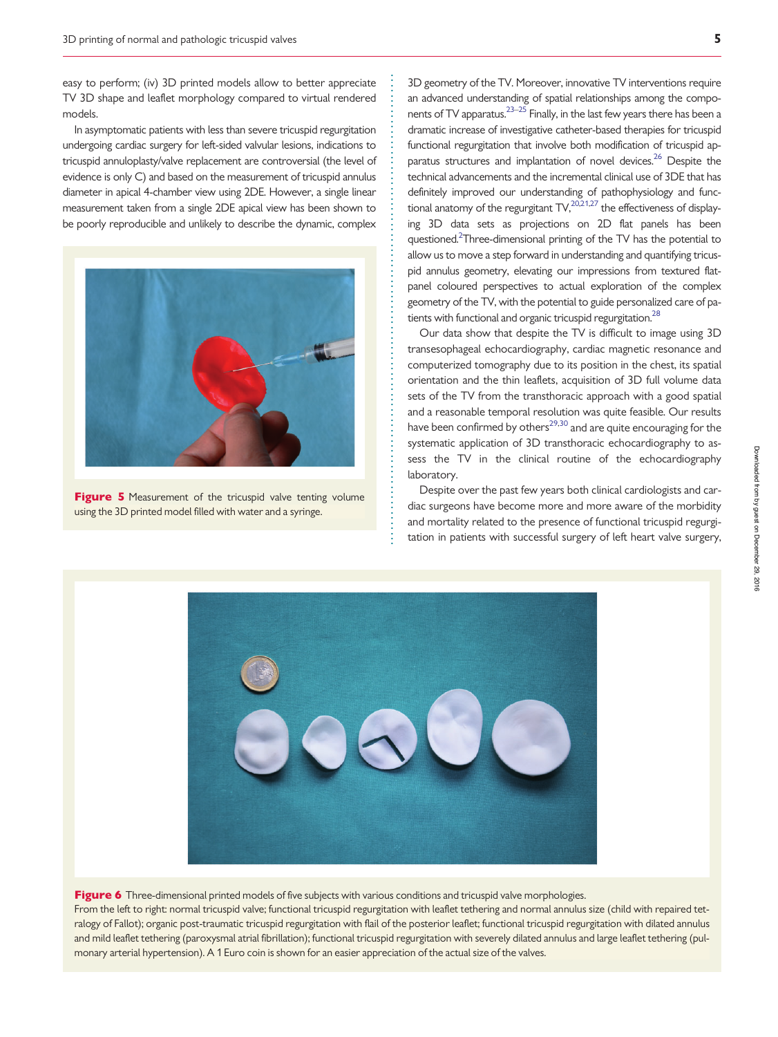easy to perform; (iv) 3D printed models allow to better appreciate TV 3D shape and leaflet morphology compared to virtual rendered models.

In asymptomatic patients with less than severe tricuspid regurgitation undergoing cardiac surgery for left-sided valvular lesions, indications to tricuspid annuloplasty/valve replacement are controversial (the level of evidence is only C) and based on the measurement of tricuspid annulus diameter in apical 4-chamber view using 2DE. However, a single linear measurement taken from a single 2DE apical view has been shown to be poorly reproducible and unlikely to describe the dynamic, complex 3D geometry of the TV. Moreover, innovative TV interventions require an advanced understanding of spatial relationships among the components of TV apparatus.[23–25] Finally, in the last few years there has been a dramatic increase of investigative catheter-based therapies for tricuspid functional regurgitation that involve both modification of tricuspid apparatus structures and implantation of novel devices.[26] Despite the technical advancements and the incremental clinical use of 3DE that has definitely improved our understanding of pathophysiology and functional anatomy of the regurgitant TV,[20,21,27] the effectiveness of displaying 3D data sets as projections on 2D flat panels has been questioned.[2] Three-dimensional printing of the TV has the potential to allow us to move a step forward in understanding and quantifying tricuspid annulus geometry, elevating our impressions from textured flat-panel coloured perspectives to actual exploration of the complex geometry of the TV, with the potential to guide personalized care of patients with functional and organic tricuspid regurgitation.[28]

**Figure 5** Measurement of the tricuspid valve tenting volume using the 3D printed model filled with water and a syringe.

Our data show that despite the TV is difficult to image using 3D transesophageal echocardiography, cardiac magnetic resonance and computerized tomography due to its position in the chest, its spatial orientation and the thin leaflets, acquisition of 3D full volume data sets of the TV from the transthoracic approach with a good spatial and a reasonable temporal resolution was quite feasible. Our results have been confirmed by others[29,30] and are quite encouraging for the systematic application of 3D transthoracic echocardiography to assess the TV in the clinical routine of the echocardiography laboratory.

Despite over the past few years both clinical cardiologists and cardiac surgeons have become more and more aware of the morbidity and mortality related to the presence of functional tricuspid regurgitation in patients with successful surgery of left heart valve surgery,

**Figure 6** Three-dimensional printed models of five subjects with various conditions and tricuspid valve morphologies.
From the left to right: normal tricuspid valve; functional tricuspid regurgitation with leaflet tethering and normal annulus size (child with repaired tetralogy of Fallot); organic post-traumatic tricuspid regurgitation with flail of the posterior leaflet; functional tricuspid regurgitation with dilated annulus and mild leaflet tethering (paroxysmal atrial fibrillation); functional tricuspid regurgitation with severely dilated annulus and large leaflet tethering (pulmonary arterial hypertension). A 1 Euro coin is shown for an easier appreciation of the actual size of the valves.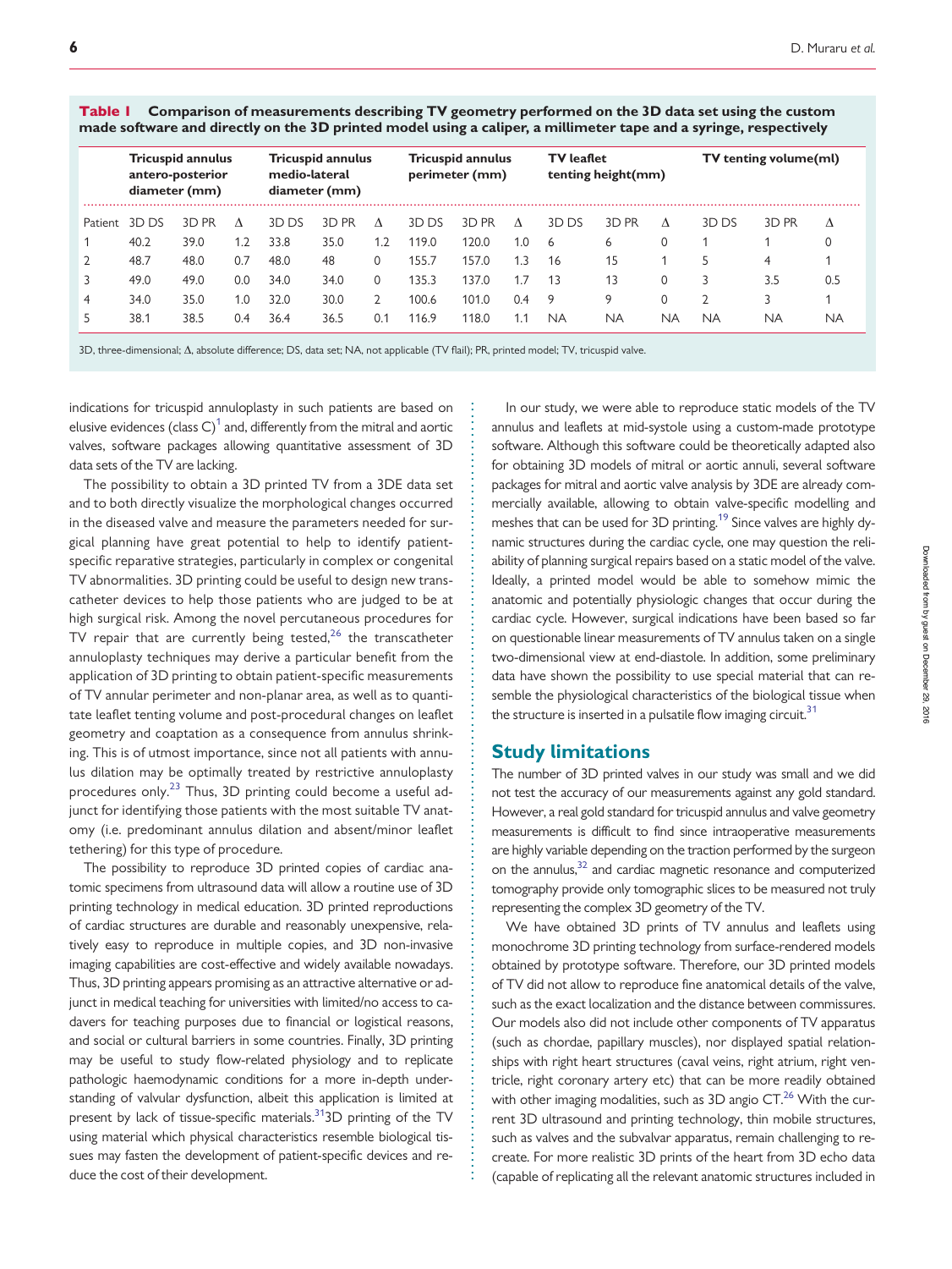**Table 1 Comparison of measurements describing TV geometry performed on the 3D data set using the custom made software and directly on the 3D printed model using a caliper, a millimeter tape and a syringe, respectively**

| | Tricuspid annulus antero-posterior diameter (mm) | | | Tricuspid annulus medio-lateral diameter (mm) | | | Tricuspid annulus perimeter (mm) | | | TV leaflet tenting height(mm) | | | TV tenting volume(ml) | | |
|---|---|---|---|---|---|---|---|---|---|---|---|---|---|---|---|
| Patient | 3D DS | 3D PR | Δ | 3D DS | 3D PR | Δ | 3D DS | 3D PR | Δ | 3D DS | 3D PR | Δ | 3D DS | 3D PR | Δ |
| 1 | 40.2 | 39.0 | 1.2 | 33.8 | 35.0 | 1.2 | 119.0 | 120.0 | 1.0 | 6 | 6 | 0 | 1 | 1 | 0 |
| 2 | 48.7 | 48.0 | 0.7 | 48.0 | 48 | 0 | 155.7 | 157.0 | 1.3 | 16 | 15 | 1 | 5 | 4 | 1 |
| 3 | 49.0 | 49.0 | 0.0 | 34.0 | 34.0 | 0 | 135.3 | 137.0 | 1.7 | 13 | 13 | 0 | 3 | 3.5 | 0.5 |
| 4 | 34.0 | 35.0 | 1.0 | 32.0 | 30.0 | 2 | 100.6 | 101.0 | 0.4 | 9 | 9 | 0 | 2 | 3 | 1 |
| 5 | 38.1 | 38.5 | 0.4 | 36.4 | 36.5 | 0.1 | 116.9 | 118.0 | 1.1 | NA | NA | NA | NA | NA | NA |

3D, three-dimensional; Δ, absolute difference; DS, data set; NA, not applicable (TV flail); PR, printed model; TV, tricuspid valve.

indications for tricuspid annuloplasty in such patients are based on elusive evidences (class C)[1] and, differently from the mitral and aortic valves, software packages allowing quantitative assessment of 3D data sets of the TV are lacking.

The possibility to obtain a 3D printed TV from a 3DE data set and to both directly visualize the morphological changes occurred in the diseased valve and measure the parameters needed for surgical planning have great potential to help to identify patient-specific reparative strategies, particularly in complex or congenital TV abnormalities. 3D printing could be useful to design new transcatheter devices to help those patients who are judged to be at high surgical risk. Among the novel percutaneous procedures for TV repair that are currently being tested,[26] the transcatheter annuloplasty techniques may derive a particular benefit from the application of 3D printing to obtain patient-specific measurements of TV annular perimeter and non-planar area, as well as to quantitate leaflet tenting volume and post-procedural changes on leaflet geometry and coaptation as a consequence from annulus shrinking. This is of utmost importance, since not all patients with annulus dilation may be optimally treated by restrictive annuloplasty procedures only.[23] Thus, 3D printing could become a useful adjunct for identifying those patients with the most suitable TV anatomy (i.e. predominant annulus dilation and absent/minor leaflet tethering) for this type of procedure.

The possibility to reproduce 3D printed copies of cardiac anatomic specimens from ultrasound data will allow a routine use of 3D printing technology in medical education. 3D printed reproductions of cardiac structures are durable and reasonably unexpensive, relatively easy to reproduce in multiple copies, and 3D non-invasive imaging capabilities are cost-effective and widely available nowadays. Thus, 3D printing appears promising as an attractive alternative or adjunct in medical teaching for universities with limited/no access to cadavers for teaching purposes due to financial or logistical reasons, and social or cultural barriers in some countries. Finally, 3D printing may be useful to study flow-related physiology and to replicate pathologic haemodynamic conditions for a more in-depth understanding of valvular dysfunction, albeit this application is limited at present by lack of tissue-specific materials.[31] 3D printing of the TV using material which physical characteristics resemble biological tissues may fasten the development of patient-specific devices and reduce the cost of their development.

In our study, we were able to reproduce static models of the TV annulus and leaflets at mid-systole using a custom-made prototype software. Although this software could be theoretically adapted also for obtaining 3D models of mitral or aortic annuli, several software packages for mitral and aortic valve analysis by 3DE are already commercially available, allowing to obtain valve-specific modelling and meshes that can be used for 3D printing.[19] Since valves are highly dynamic structures during the cardiac cycle, one may question the reliability of planning surgical repairs based on a static model of the valve. Ideally, a printed model would be able to somehow mimic the anatomic and potentially physiologic changes that occur during the cardiac cycle. However, surgical indications have been based so far on questionable linear measurements of TV annulus taken on a single two-dimensional view at end-diastole. In addition, some preliminary data have shown the possibility to use special material that can resemble the physiological characteristics of the biological tissue when the structure is inserted in a pulsatile flow imaging circuit.[31]

## Study limitations

The number of 3D printed valves in our study was small and we did not test the accuracy of our measurements against any gold standard. However, a real gold standard for tricuspid annulus and valve geometry measurements is difficult to find since intraoperative measurements are highly variable depending on the traction performed by the surgeon on the annulus,[32] and cardiac magnetic resonance and computerized tomography provide only tomographic slices to be measured not truly representing the complex 3D geometry of the TV.

We have obtained 3D prints of TV annulus and leaflets using monochrome 3D printing technology from surface-rendered models obtained by prototype software. Therefore, our 3D printed models of TV did not allow to reproduce fine anatomical details of the valve, such as the exact localization and the distance between commissures. Our models also did not include other components of TV apparatus (such as chordae, papillary muscles), nor displayed spatial relationships with right heart structures (caval veins, right atrium, right ventricle, right coronary artery etc) that can be more readily obtained with other imaging modalities, such as 3D angio CT.[26] With the current 3D ultrasound and printing technology, thin mobile structures, such as valves and the subvalvar apparatus, remain challenging to recreate. For more realistic 3D prints of the heart from 3D echo data (capable of replicating all the relevant anatomic structures included in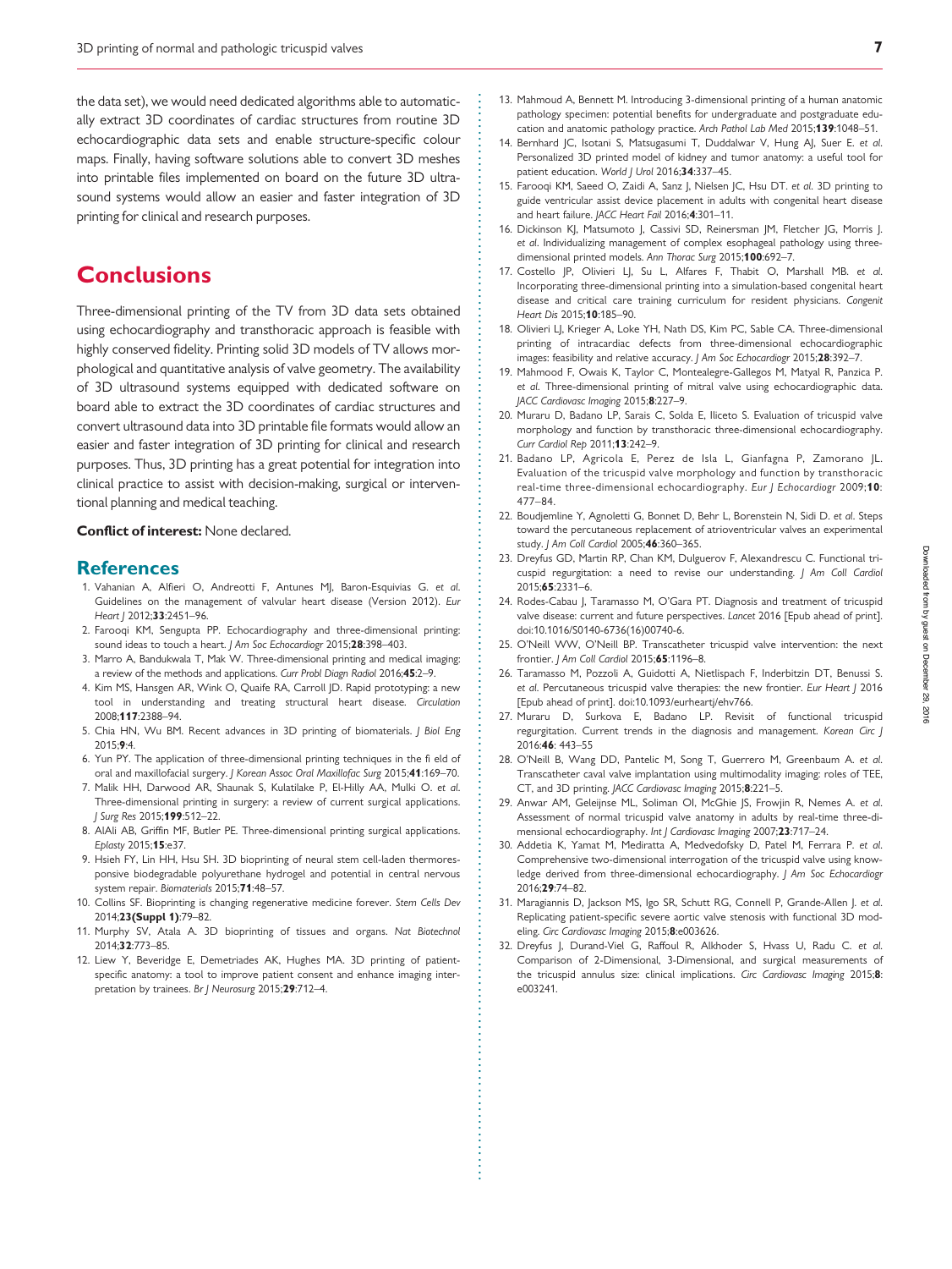the data set), we would need dedicated algorithms able to automatically extract 3D coordinates of cardiac structures from routine 3D echocardiographic data sets and enable structure-specific colour maps. Finally, having software solutions able to convert 3D meshes into printable files implemented on board on the future 3D ultrasound systems would allow an easier and faster integration of 3D printing for clinical and research purposes.

# Conclusions

Three-dimensional printing of the TV from 3D data sets obtained using echocardiography and transthoracic approach is feasible with highly conserved fidelity. Printing solid 3D models of TV allows morphological and quantitative analysis of valve geometry. The availability of 3D ultrasound systems equipped with dedicated software on board able to extract the 3D coordinates of cardiac structures and convert ultrasound data into 3D printable file formats would allow an easier and faster integration of 3D printing for clinical and research purposes. Thus, 3D printing has a great potential for integration into clinical practice to assist with decision-making, surgical or interventional planning and medical teaching.

**Conflict of interest:** None declared.

## References

1. Vahanian A, Alfieri O, Andreotti F, Antunes MJ, Baron-Esquivias G. *et al*. Guidelines on the management of valvular heart disease (Version 2012). *Eur Heart J* 2012;**33**:2451–96.
2. Farooqi KM, Sengupta PP. Echocardiography and three-dimensional printing: sound ideas to touch a heart. *J Am Soc Echocardiogr* 2015;**28**:398–403.
3. Marro A, Bandukwala T, Mak W. Three-dimensional printing and medical imaging: a review of the methods and applications. *Curr Probl Diagn Radiol* 2016;**45**:2–9.
4. Kim MS, Hansgen AR, Wink O, Quaife RA, Carroll JD. Rapid prototyping: a new tool in understanding and treating structural heart disease. *Circulation* 2008;**117**:2388–94.
5. Chia HN, Wu BM. Recent advances in 3D printing of biomaterials. *J Biol Eng* 2015;**9**:4.
6. Yun PY. The application of three-dimensional printing techniques in the fi eld of oral and maxillofacial surgery. *J Korean Assoc Oral Maxillofac Surg* 2015;**41**:169–70.
7. Malik HH, Darwood AR, Shaunak S, Kulatilake P, El-Hilly AA, Mulki O. *et al*. Three-dimensional printing in surgery: a review of current surgical applications. *J Surg Res* 2015;**199**:512–22.
8. AlAli AB, Griffin MF, Butler PE. Three-dimensional printing surgical applications. *Eplasty* 2015;**15**:e37.
9. Hsieh FY, Lin HH, Hsu SH. 3D bioprinting of neural stem cell-laden thermoresponsive biodegradable polyurethane hydrogel and potential in central nervous system repair. *Biomaterials* 2015;**71**:48–57.
10. Collins SF. Bioprinting is changing regenerative medicine forever. *Stem Cells Dev* 2014;**23(Suppl 1)**:79–82.
11. Murphy SV, Atala A. 3D bioprinting of tissues and organs. *Nat Biotechnol* 2014;**32**:773–85.
12. Liew Y, Beveridge E, Demetriades AK, Hughes MA. 3D printing of patient-specific anatomy: a tool to improve patient consent and enhance imaging interpretation by trainees. *Br J Neurosurg* 2015;**29**:712–4.
13. Mahmoud A, Bennett M. Introducing 3-dimensional printing of a human anatomic pathology specimen: potential benefits for undergraduate and postgraduate education and anatomic pathology practice. *Arch Pathol Lab Med* 2015;**139**:1048–51.
14. Bernhard JC, Isotani S, Matsugasumi T, Duddalwar V, Hung AJ, Suer E. *et al*. Personalized 3D printed model of kidney and tumor anatomy: a useful tool for patient education. *World J Urol* 2016;**34**:337–45.
15. Farooqi KM, Saeed O, Zaidi A, Sanz J, Nielsen JC, Hsu DT. *et al*. 3D printing to guide ventricular assist device placement in adults with congenital heart disease and heart failure. *JACC Heart Fail* 2016;**4**:301–11.
16. Dickinson KJ, Matsumoto J, Cassivi SD, Reinersman JM, Fletcher JG, Morris J. *et al*. Individualizing management of complex esophageal pathology using three-dimensional printed models. *Ann Thorac Surg* 2015;**100**:692–7.
17. Costello JP, Olivieri LJ, Su L, Alfares F, Thabit O, Marshall MB. *et al*. Incorporating three-dimensional printing into a simulation-based congenital heart disease and critical care training curriculum for resident physicians. *Congenit Heart Dis* 2015;**10**:185–90.
18. Olivieri LJ, Krieger A, Loke YH, Nath DS, Kim PC, Sable CA. Three-dimensional printing of intracardiac defects from three-dimensional echocardiographic images: feasibility and relative accuracy. *J Am Soc Echocardiogr* 2015;**28**:392–7.
19. Mahmood F, Owais K, Taylor C, Montealegre-Gallegos M, Matyal R, Panzica P. *et al*. Three-dimensional printing of mitral valve using echocardiographic data. *JACC Cardiovasc Imaging* 2015;**8**:227–9.
20. Muraru D, Badano LP, Sarais C, Solda E, Iliceto S. Evaluation of tricuspid valve morphology and function by transthoracic three-dimensional echocardiography. *Curr Cardiol Rep* 2011;**13**:242–9.
21. Badano LP, Agricola E, Perez de Isla L, Gianfagna P, Zamorano JL. Evaluation of the tricuspid valve morphology and function by transthoracic real-time three-dimensional echocardiography. *Eur J Echocardiogr* 2009;**10**: 477–84.
22. Boudjemline Y, Agnoletti G, Bonnet D, Behr L, Borenstein N, Sidi D. *et al*. Steps toward the percutaneous replacement of atrioventricular valves an experimental study. *J Am Coll Cardiol* 2005;**46**:360–365.
23. Dreyfus GD, Martin RP, Chan KM, Dulguerov F, Alexandrescu C. Functional tricuspid regurgitation: a need to revise our understanding. *J Am Coll Cardiol* 2015;**65**:2331–6.
24. Rodes-Cabau J, Taramasso M, O'Gara PT. Diagnosis and treatment of tricuspid valve disease: current and future perspectives. *Lancet* 2016 [Epub ahead of print]. doi:10.1016/S0140-6736(16)00740-6.
25. O'Neill WW, O'Neill BP. Transcatheter tricuspid valve intervention: the next frontier. *J Am Coll Cardiol* 2015;**65**:1196–8.
26. Taramasso M, Pozzoli A, Guidotti A, Nietlispach F, Inderbitzin DT, Benussi S. *et al*. Percutaneous tricuspid valve therapies: the new frontier. *Eur Heart J* 2016 [Epub ahead of print]. doi:10.1093/eurheartj/ehv766.
27. Muraru D, Surkova E, Badano LP. Revisit of functional tricuspid regurgitation. Current trends in the diagnosis and management. *Korean Circ J* 2016:**46**: 443–55
28. O'Neill B, Wang DD, Pantelic M, Song T, Guerrero M, Greenbaum A. *et al*. Transcatheter caval valve implantation using multimodality imaging: roles of TEE, CT, and 3D printing. *JACC Cardiovasc Imaging* 2015;**8**:221–5.
29. Anwar AM, Geleijnse ML, Soliman OI, McGhie JS, Frowjin R, Nemes A. *et al*. Assessment of normal tricuspid valve anatomy in adults by real-time three-dimensional echocardiography. *Int J Cardiovasc Imaging* 2007;**23**:717–24.
30. Addetia K, Yamat M, Mediratta A, Medvedofsky D, Patel M, Ferrara P. *et al*. Comprehensive two-dimensional interrogation of the tricuspid valve using knowledge derived from three-dimensional echocardiography. *J Am Soc Echocardiogr* 2016;**29**:74–82.
31. Maragiannis D, Jackson MS, Igo SR, Schutt RG, Connell P, Grande-Allen J. *et al*. Replicating patient-specific severe aortic valve stenosis with functional 3D modeling. *Circ Cardiovasc Imaging* 2015;**8**:e003626.
32. Dreyfus J, Durand-Viel G, Raffoul R, Alkhoder S, Hvass U, Radu C. *et al*. Comparison of 2-Dimensional, 3-Dimensional, and surgical measurements of the tricuspid annulus size: clinical implications. *Circ Cardiovasc Imaging* 2015;**8**: e003241.